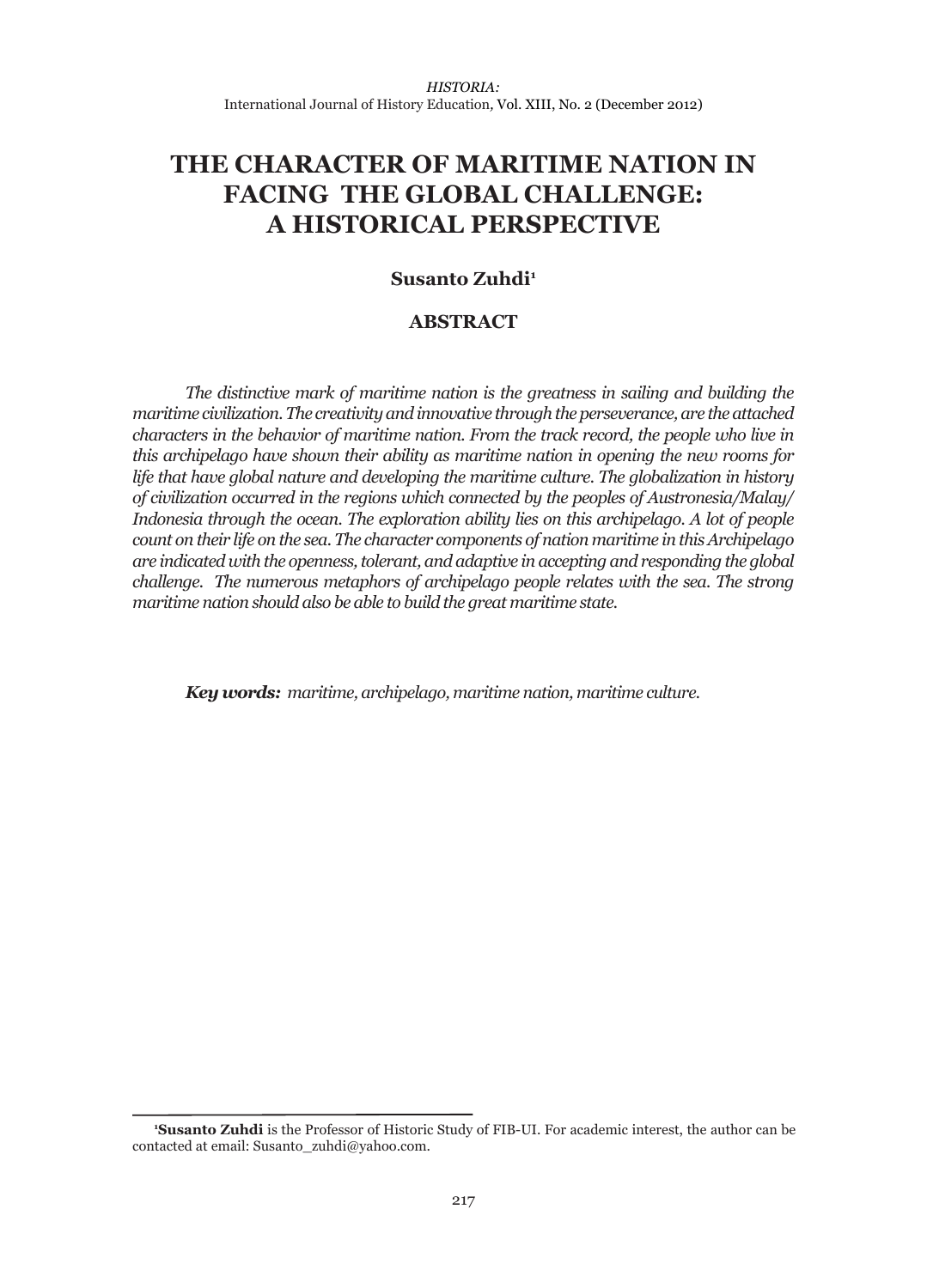# THE CHARACTER OF MARITIME NATION IN FACING THE GLOBAL CHALLENGE: A HISTORICAL PERSPECTIVE

**Susanto Zuhdi**[1]

## ABSTRACT

*The distinctive mark of maritime nation is the greatness in sailing and building the maritime civilization. The creativity and innovative through the perseverance, are the attached characters in the behavior of maritime nation. From the track record, the people who live in this archipelago have shown their ability as maritime nation in opening the new rooms for life that have global nature and developing the maritime culture. The globalization in history of civilization occurred in the regions which connected by the peoples of Austronesia/Malay/Indonesia through the ocean. The exploration ability lies on this archipelago. A lot of people count on their life on the sea. The character components of nation maritime in this Archipelago are indicated with the openness, tolerant, and adaptive in accepting and responding the global challenge. The numerous metaphors of archipelago people relates with the sea. The strong maritime nation should also be able to build the great maritime state.*

***Key words:*** *maritime, archipelago, maritime nation, maritime culture.*

---

[1]**Susanto Zuhdi** is the Professor of Historic Study of FIB-UI. For academic interest, the author can be contacted at email: Susanto_zuhdi@yahoo.com.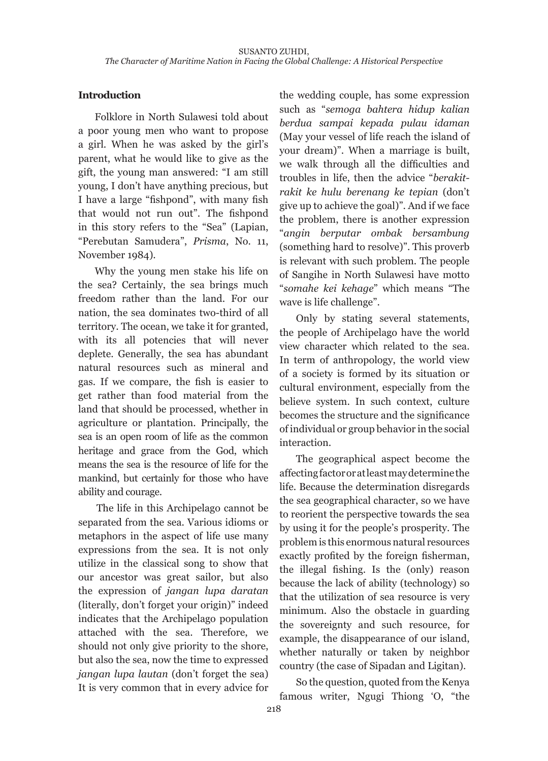## Introduction

Folklore in North Sulawesi told about a poor young men who want to propose a girl. When he was asked by the girl's parent, what he would like to give as the gift, the young man answered: "I am still young, I don't have anything precious, but I have a large "fishpond", with many fish that would not run out". The fishpond in this story refers to the "Sea" (Lapian, "Perebutan Samudera", *Prisma*, No. 11, November 1984).

Why the young men stake his life on the sea? Certainly, the sea brings much freedom rather than the land. For our nation, the sea dominates two-third of all territory. The ocean, we take it for granted, with its all potencies that will never deplete. Generally, the sea has abundant natural resources such as mineral and gas. If we compare, the fish is easier to get rather than food material from the land that should be processed, whether in agriculture or plantation. Principally, the sea is an open room of life as the common heritage and grace from the God, which means the sea is the resource of life for the mankind, but certainly for those who have ability and courage.

The life in this Archipelago cannot be separated from the sea. Various idioms or metaphors in the aspect of life use many expressions from the sea. It is not only utilize in the classical song to show that our ancestor was great sailor, but also the expression of *jangan lupa daratan* (literally, don't forget your origin)" indeed indicates that the Archipelago population attached with the sea. Therefore, we should not only give priority to the shore, but also the sea, now the time to expressed *jangan lupa lautan* (don't forget the sea) It is very common that in every advice for the wedding couple, has some expression such as "*semoga bahtera hidup kalian berdua sampai kepada pulau idaman* (May your vessel of life reach the island of your dream)". When a marriage is built, we walk through all the difficulties and troubles in life, then the advice "*berakit-rakit ke hulu berenang ke tepian* (don't give up to achieve the goal)". And if we face the problem, there is another expression "*angin berputar ombak bersambung* (something hard to resolve)". This proverb is relevant with such problem. The people of Sangihe in North Sulawesi have motto "*somahe kei kehage*" which means "The wave is life challenge".

Only by stating several statements, the people of Archipelago have the world view character which related to the sea. In term of anthropology, the world view of a society is formed by its situation or cultural environment, especially from the believe system. In such context, culture becomes the structure and the significance of individual or group behavior in the social interaction.

The geographical aspect become the affecting factor or at least may determine the life. Because the determination disregards the sea geographical character, so we have to reorient the perspective towards the sea by using it for the people's prosperity. The problem is this enormous natural resources exactly profited by the foreign fisherman, the illegal fishing. Is the (only) reason because the lack of ability (technology) so that the utilization of sea resource is very minimum. Also the obstacle in guarding the sovereignty and such resource, for example, the disappearance of our island, whether naturally or taken by neighbor country (the case of Sipadan and Ligitan).

So the question, quoted from the Kenya famous writer, Ngugi Thiong 'O, "the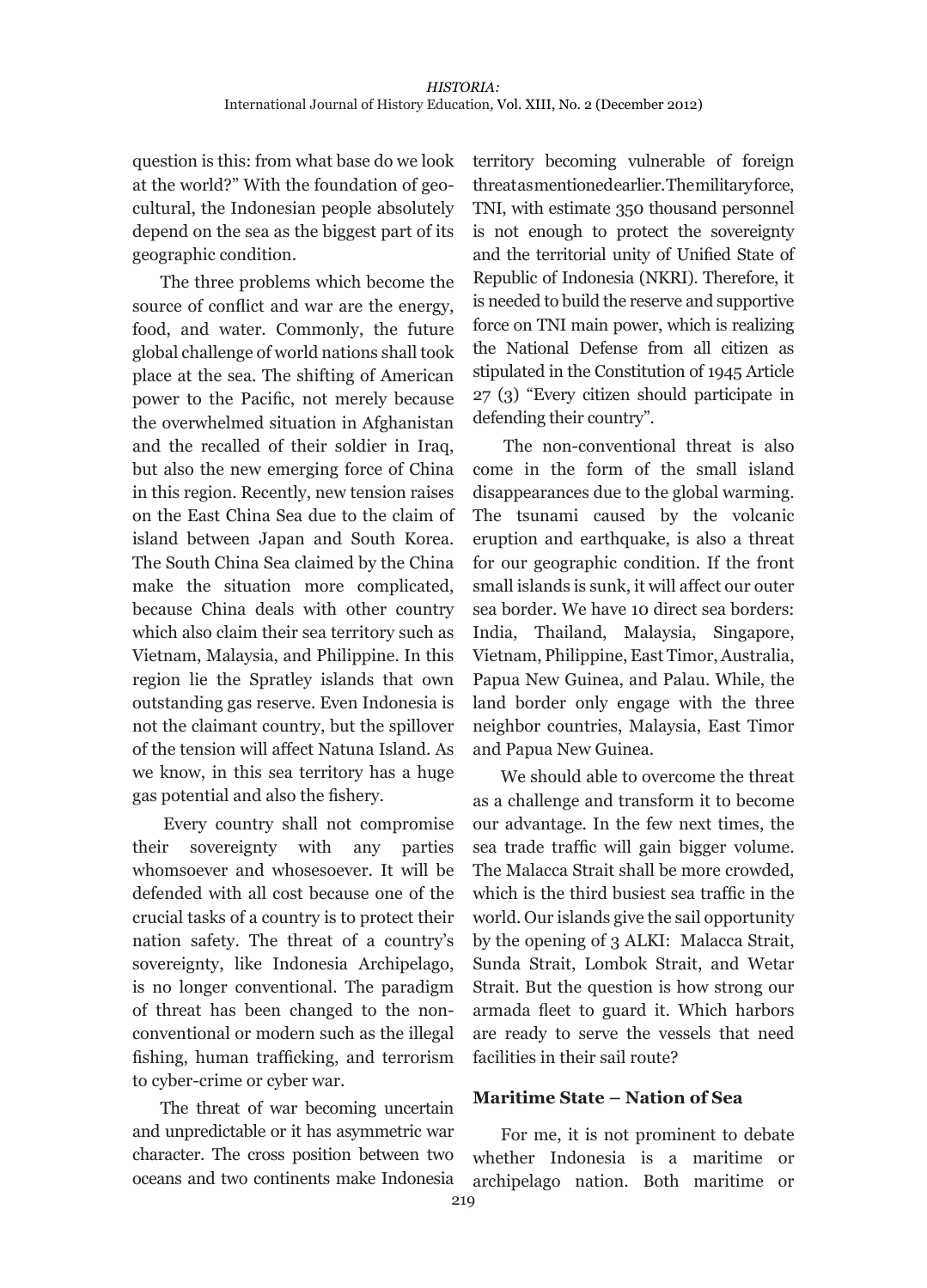question is this: from what base do we look at the world?" With the foundation of geo-cultural, the Indonesian people absolutely depend on the sea as the biggest part of its geographic condition.

The three problems which become the source of conflict and war are the energy, food, and water. Commonly, the future global challenge of world nations shall took place at the sea. The shifting of American power to the Pacific, not merely because the overwhelmed situation in Afghanistan and the recalled of their soldier in Iraq, but also the new emerging force of China in this region. Recently, new tension raises on the East China Sea due to the claim of island between Japan and South Korea. The South China Sea claimed by the China make the situation more complicated, because China deals with other country which also claim their sea territory such as Vietnam, Malaysia, and Philippine. In this region lie the Spratley islands that own outstanding gas reserve. Even Indonesia is not the claimant country, but the spillover of the tension will affect Natuna Island. As we know, in this sea territory has a huge gas potential and also the fishery.

Every country shall not compromise their sovereignty with any parties whomsoever and whosesoever. It will be defended with all cost because one of the crucial tasks of a country is to protect their nation safety. The threat of a country's sovereignty, like Indonesia Archipelago, is no longer conventional. The paradigm of threat has been changed to the non-conventional or modern such as the illegal fishing, human trafficking, and terrorism to cyber-crime or cyber war.

The threat of war becoming uncertain and unpredictable or it has asymmetric war character. The cross position between two oceans and two continents make Indonesia territory becoming vulnerable of foreign threat as mentioned earlier. The military force, TNI, with estimate 350 thousand personnel is not enough to protect the sovereignty and the territorial unity of Unified State of Republic of Indonesia (NKRI). Therefore, it is needed to build the reserve and supportive force on TNI main power, which is realizing the National Defense from all citizen as stipulated in the Constitution of 1945 Article 27 (3) "Every citizen should participate in defending their country".

The non-conventional threat is also come in the form of the small island disappearances due to the global warming. The tsunami caused by the volcanic eruption and earthquake, is also a threat for our geographic condition. If the front small islands is sunk, it will affect our outer sea border. We have 10 direct sea borders: India, Thailand, Malaysia, Singapore, Vietnam, Philippine, East Timor, Australia, Papua New Guinea, and Palau. While, the land border only engage with the three neighbor countries, Malaysia, East Timor and Papua New Guinea.

We should able to overcome the threat as a challenge and transform it to become our advantage. In the few next times, the sea trade traffic will gain bigger volume. The Malacca Strait shall be more crowded, which is the third busiest sea traffic in the world. Our islands give the sail opportunity by the opening of 3 ALKI: Malacca Strait, Sunda Strait, Lombok Strait, and Wetar Strait. But the question is how strong our armada fleet to guard it. Which harbors are ready to serve the vessels that need facilities in their sail route?

### Maritime State – Nation of Sea

For me, it is not prominent to debate whether Indonesia is a maritime or archipelago nation. Both maritime or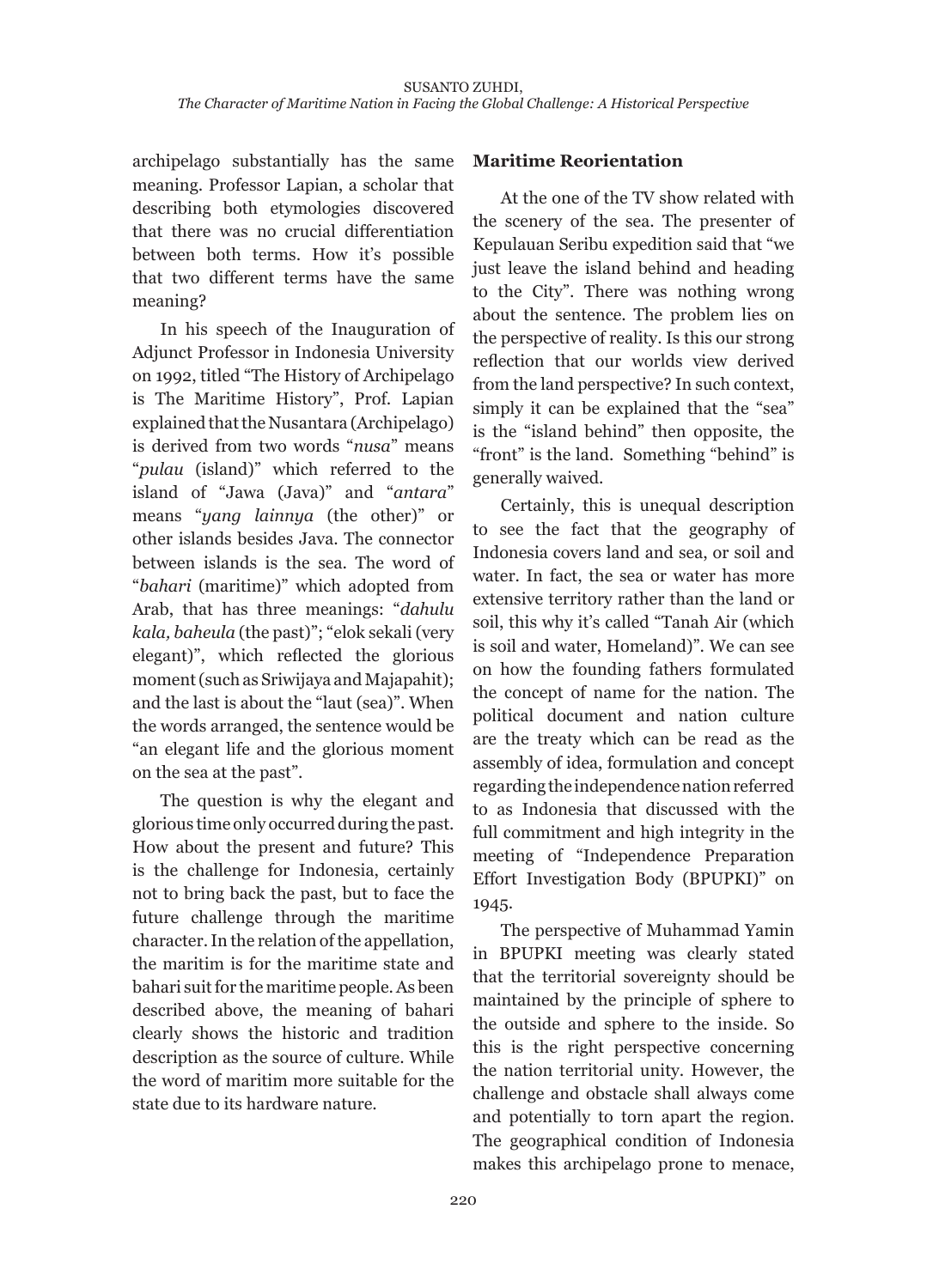archipelago substantially has the same meaning. Professor Lapian, a scholar that describing both etymologies discovered that there was no crucial differentiation between both terms. How it's possible that two different terms have the same meaning?

In his speech of the Inauguration of Adjunct Professor in Indonesia University on 1992, titled "The History of Archipelago is The Maritime History", Prof. Lapian explained that the Nusantara (Archipelago) is derived from two words "*nusa*" means "*pulau* (island)" which referred to the island of "Jawa (Java)" and "*antara*" means "*yang lainnya* (the other)" or other islands besides Java. The connector between islands is the sea. The word of "*bahari* (maritime)" which adopted from Arab, that has three meanings: "*dahulu kala, baheula* (the past)"; "elok sekali (very elegant)", which reflected the glorious moment (such as Sriwijaya and Majapahit); and the last is about the "laut (sea)". When the words arranged, the sentence would be "an elegant life and the glorious moment on the sea at the past".

The question is why the elegant and glorious time only occurred during the past. How about the present and future? This is the challenge for Indonesia, certainly not to bring back the past, but to face the future challenge through the maritime character. In the relation of the appellation, the maritim is for the maritime state and bahari suit for the maritime people. As been described above, the meaning of bahari clearly shows the historic and tradition description as the source of culture. While the word of maritim more suitable for the state due to its hardware nature.

## Maritime Reorientation

At the one of the TV show related with the scenery of the sea. The presenter of Kepulauan Seribu expedition said that "we just leave the island behind and heading to the City". There was nothing wrong about the sentence. The problem lies on the perspective of reality. Is this our strong reflection that our worlds view derived from the land perspective? In such context, simply it can be explained that the "sea" is the "island behind" then opposite, the "front" is the land. Something "behind" is generally waived.

Certainly, this is unequal description to see the fact that the geography of Indonesia covers land and sea, or soil and water. In fact, the sea or water has more extensive territory rather than the land or soil, this why it's called "Tanah Air (which is soil and water, Homeland)". We can see on how the founding fathers formulated the concept of name for the nation. The political document and nation culture are the treaty which can be read as the assembly of idea, formulation and concept regarding the independence nation referred to as Indonesia that discussed with the full commitment and high integrity in the meeting of "Independence Preparation Effort Investigation Body (BPUPKI)" on 1945.

The perspective of Muhammad Yamin in BPUPKI meeting was clearly stated that the territorial sovereignty should be maintained by the principle of sphere to the outside and sphere to the inside. So this is the right perspective concerning the nation territorial unity. However, the challenge and obstacle shall always come and potentially to torn apart the region. The geographical condition of Indonesia makes this archipelago prone to menace,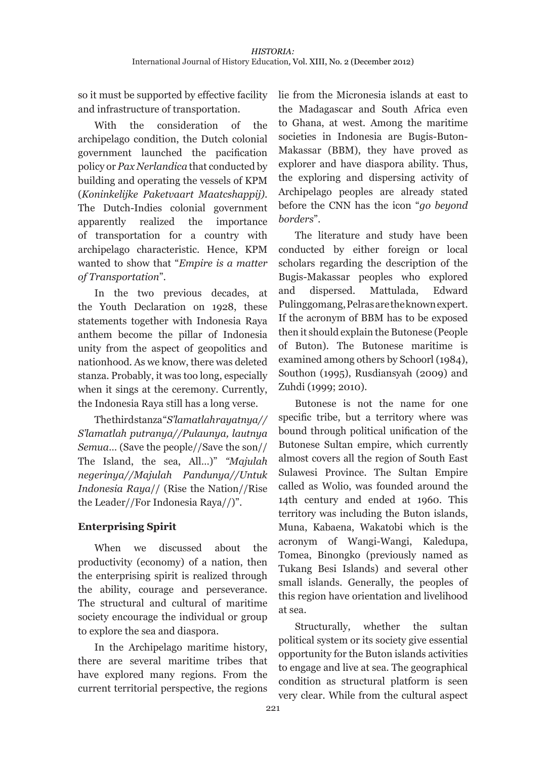so it must be supported by effective facility and infrastructure of transportation.

With the consideration of the archipelago condition, the Dutch colonial government launched the pacification policy or *Pax Nerlandica* that conducted by building and operating the vessels of KPM (*Koninkelijke Paketvaart Maatcshappij)*. The Dutch-Indies colonial government apparently realized the importance of transportation for a country with archipelago characteristic. Hence, KPM wanted to show that "*Empire is a matter of Transportation*".

In the two previous decades, at the Youth Declaration on 1928, these statements together with Indonesia Raya anthem become the pillar of Indonesia unity from the aspect of geopolitics and nationhood. As we know, there was deleted stanza. Probably, it was too long, especially when it sings at the ceremony. Currently, the Indonesia Raya still has a long verse.

The third stanza "*S'lamatlah rayatnya// S'lamatlah putranya//Pulaunya, lautnya Semua*... (Save the people//Save the son// The Island, the sea, All...)" *"Majulah negerinya//Majulah Pandunya//Untuk Indonesia Raya*// (Rise the Nation//Rise the Leader//For Indonesia Raya//)".

## Enterprising Spirit

When we discussed about the productivity (economy) of a nation, then the enterprising spirit is realized through the ability, courage and perseverance. The structural and cultural of maritime society encourage the individual or group to explore the sea and diaspora.

In the Archipelago maritime history, there are several maritime tribes that have explored many regions. From the current territorial perspective, the regions lie from the Micronesia islands at east to the Madagascar and South Africa even to Ghana, at west. Among the maritime societies in Indonesia are Bugis-Buton-Makassar (BBM), they have proved as explorer and have diaspora ability. Thus, the exploring and dispersing activity of Archipelago peoples are already stated before the CNN has the icon "*go beyond borders*".

The literature and study have been conducted by either foreign or local scholars regarding the description of the Bugis-Makassar peoples who explored and dispersed. Mattulada, Edward Pulinggomang, Pelras are the known expert. If the acronym of BBM has to be exposed then it should explain the Butonese (People of Buton). The Butonese maritime is examined among others by Schoorl (1984), Southon (1995), Rusdiansyah (2009) and Zuhdi (1999; 2010).

Butonese is not the name for one specific tribe, but a territory where was bound through political unification of the Butonese Sultan empire, which currently almost covers all the region of South East Sulawesi Province. The Sultan Empire called as Wolio, was founded around the 14th century and ended at 1960. This territory was including the Buton islands, Muna, Kabaena, Wakatobi which is the acronym of Wangi-Wangi, Kaledupa, Tomea, Binongko (previously named as Tukang Besi Islands) and several other small islands. Generally, the peoples of this region have orientation and livelihood at sea.

Structurally, whether the sultan political system or its society give essential opportunity for the Buton islands activities to engage and live at sea. The geographical condition as structural platform is seen very clear. While from the cultural aspect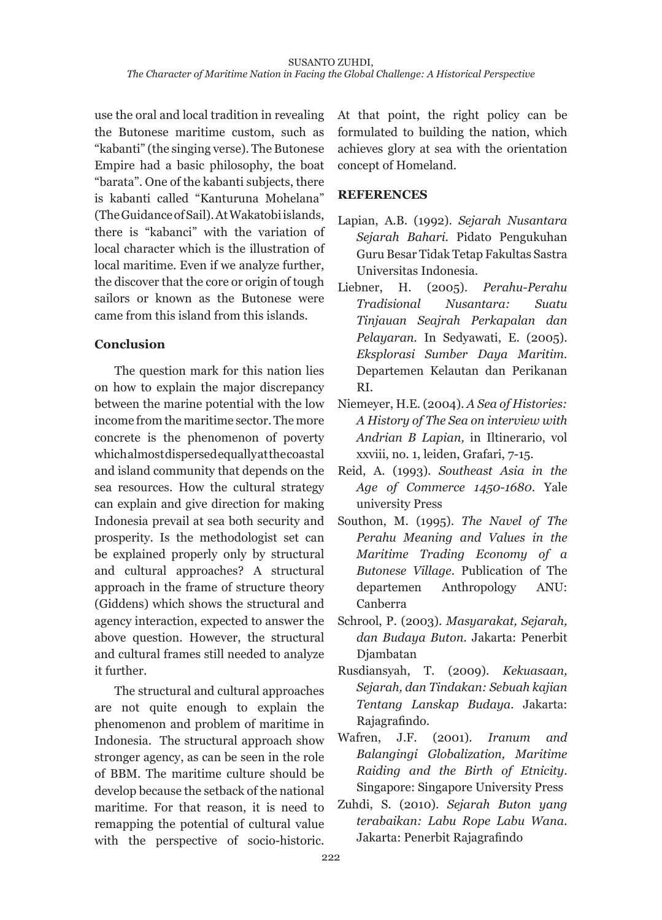use the oral and local tradition in revealing the Butonese maritime custom, such as "kabanti" (the singing verse). The Butonese Empire had a basic philosophy, the boat "barata". One of the kabanti subjects, there is kabanti called "Kanturuna Mohelana" (The Guidance of Sail). At Wakatobi islands, there is "kabanci" with the variation of local character which is the illustration of local maritime. Even if we analyze further, the discover that the core or origin of tough sailors or known as the Butonese were came from this island from this islands.

### Conclusion

The question mark for this nation lies on how to explain the major discrepancy between the marine potential with the low income from the maritime sector. The more concrete is the phenomenon of poverty which almost dispersed equally at the coastal and island community that depends on the sea resources. How the cultural strategy can explain and give direction for making Indonesia prevail at sea both security and prosperity. Is the methodologist set can be explained properly only by structural and cultural approaches? A structural approach in the frame of structure theory (Giddens) which shows the structural and agency interaction, expected to answer the above question. However, the structural and cultural frames still needed to analyze it further.

The structural and cultural approaches are not quite enough to explain the phenomenon and problem of maritime in Indonesia. The structural approach show stronger agency, as can be seen in the role of BBM. The maritime culture should be develop because the setback of the national maritime. For that reason, it is need to remapping the potential of cultural value with the perspective of socio-historic. At that point, the right policy can be formulated to building the nation, which achieves glory at sea with the orientation concept of Homeland.

## REFERENCES

Lapian, A.B. (1992). *Sejarah Nusantara Sejarah Bahari*. Pidato Pengukuhan Guru Besar Tidak Tetap Fakultas Sastra Universitas Indonesia.

Liebner, H. (2005). *Perahu-Perahu Tradisional Nusantara: Suatu Tinjauan Seajrah Perkapalan dan Pelayaran*. In Sedyawati, E. (2005). *Eksplorasi Sumber Daya Maritim*. Departemen Kelautan dan Perikanan RI.

Niemeyer, H.E. (2004). *A Sea of Histories: A History of The Sea on interview with Andrian B Lapian,* in Iltinerario, vol xxviii, no. 1, leiden, Grafari, 7-15.

Reid, A. (1993). *Southeast Asia in the Age of Commerce 1450-1680*. Yale university Press

Southon, M. (1995). *The Navel of The Perahu Meaning and Values in the Maritime Trading Economy of a Butonese Village*. Publication of The departemen Anthropology ANU: Canberra

Schrool, P. (2003). *Masyarakat, Sejarah, dan Budaya Buton*. Jakarta: Penerbit Djambatan

Rusdiansyah, T. (2009). *Kekuasaan, Sejarah, dan Tindakan: Sebuah kajian Tentang Lanskap Budaya*. Jakarta: Rajagrafindo.

Wafren, J.F. (2001). *Iranum and Balangingi Globalization, Maritime Raiding and the Birth of Etnicity*. Singapore: Singapore University Press

Zuhdi, S. (2010). *Sejarah Buton yang terabaikan: Labu Rope Labu Wana*. Jakarta: Penerbit Rajagrafindo